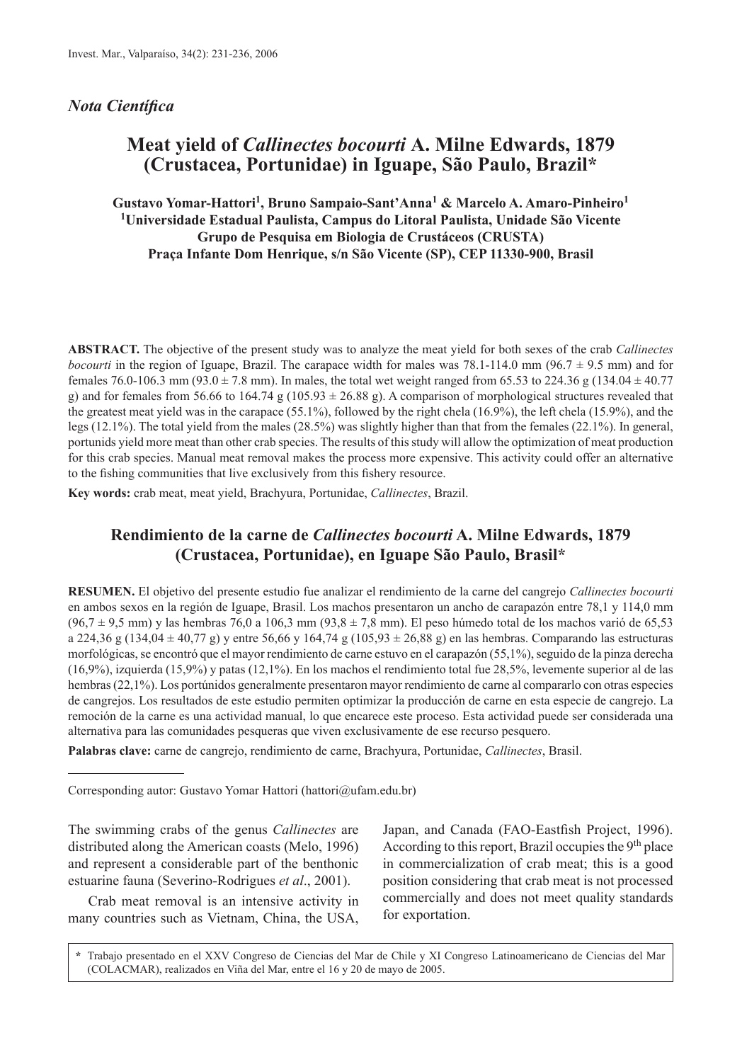*Nota Científica*

# Meat yield of *Callinectes bocourti* A. Milne Edwards, 1879 (Crustacea, Portunidae) in Iguape, São Paulo, Brazil*

**Gustavo Yomar-Hattori[1], Bruno Sampaio-Sant'Anna[1] & Marcelo A. Amaro-Pinheiro[1]**
**[1]Universidade Estadual Paulista, Campus do Litoral Paulista, Unidade São Vicente**
**Grupo de Pesquisa em Biologia de Crustáceos (CRUSTA)**
**Praça Infante Dom Henrique, s/n São Vicente (SP), CEP 11330-900, Brasil**

**ABSTRACT.** The objective of the present study was to analyze the meat yield for both sexes of the crab *Callinectes bocourti* in the region of Iguape, Brazil. The carapace width for males was 78.1-114.0 mm (96.7 ± 9.5 mm) and for females 76.0-106.3 mm (93.0 ± 7.8 mm). In males, the total wet weight ranged from 65.53 to 224.36 g (134.04 ± 40.77 g) and for females from 56.66 to 164.74 g (105.93 ± 26.88 g). A comparison of morphological structures revealed that the greatest meat yield was in the carapace (55.1%), followed by the right chela (16.9%), the left chela (15.9%), and the legs (12.1%). The total yield from the males (28.5%) was slightly higher than that from the females (22.1%). In general, portunids yield more meat than other crab species. The results of this study will allow the optimization of meat production for this crab species. Manual meat removal makes the process more expensive. This activity could offer an alternative to the fishing communities that live exclusively from this fishery resource.

**Key words:** crab meat, meat yield, Brachyura, Portunidae, *Callinectes*, Brazil.

## Rendimiento de la carne de *Callinectes bocourti* A. Milne Edwards, 1879 (Crustacea, Portunidae), en Iguape São Paulo, Brasil*

**RESUMEN.** El objetivo del presente estudio fue analizar el rendimiento de la carne del cangrejo *Callinectes bocourti* en ambos sexos en la región de Iguape, Brasil. Los machos presentaron un ancho de carapazón entre 78,1 y 114,0 mm (96,7 ± 9,5 mm) y las hembras 76,0 a 106,3 mm (93,8 ± 7,8 mm). El peso húmedo total de los machos varió de 65,53 a 224,36 g (134,04 ± 40,77 g) y entre 56,66 y 164,74 g (105,93 ± 26,88 g) en las hembras. Comparando las estructuras morfológicas, se encontró que el mayor rendimiento de carne estuvo en el carapazón (55,1%), seguido de la pinza derecha (16,9%), izquierda (15,9%) y patas (12,1%). En los machos el rendimiento total fue 28,5%, levemente superior al de las hembras (22,1%). Los portúnidos generalmente presentaron mayor rendimiento de carne al compararlo con otras especies de cangrejos. Los resultados de este estudio permiten optimizar la producción de carne en esta especie de cangrejo. La remoción de la carne es una actividad manual, lo que encarece este proceso. Esta actividad puede ser considerada una alternativa para las comunidades pesqueras que viven exclusivamente de ese recurso pesquero.

**Palabras clave:** carne de cangrejo, rendimiento de carne, Brachyura, Portunidae, *Callinectes*, Brasil.

---

Corresponding autor: Gustavo Yomar Hattori (hattori@ufam.edu.br)

The swimming crabs of the genus *Callinectes* are distributed along the American coasts (Melo, 1996) and represent a considerable part of the benthonic estuarine fauna (Severino-Rodrigues *et al*., 2001).

Crab meat removal is an intensive activity in many countries such as Vietnam, China, the USA, Japan, and Canada (FAO-Eastfish Project, 1996). According to this report, Brazil occupies the 9th place in commercialization of crab meat; this is a good position considering that crab meat is not processed commercially and does not meet quality standards for exportation.

\* Trabajo presentado en el XXV Congreso de Ciencias del Mar de Chile y XI Congreso Latinoamericano de Ciencias del Mar (COLACMAR), realizados en Viña del Mar, entre el 16 y 20 de mayo de 2005.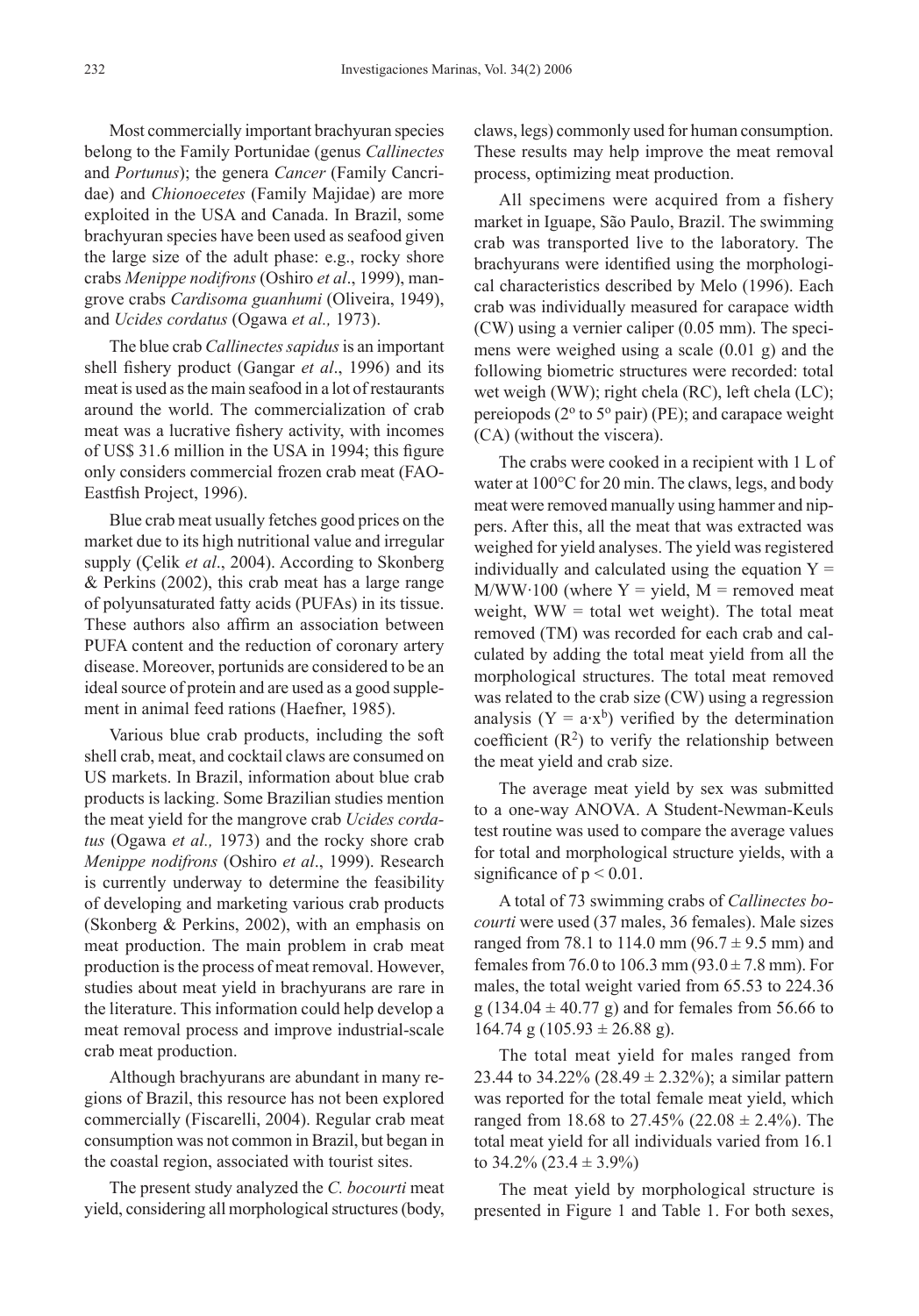Most commercially important brachyuran species belong to the Family Portunidae (genus *Callinectes* and *Portunus*); the genera *Cancer* (Family Cancridae) and *Chionoecetes* (Family Majidae) are more exploited in the USA and Canada. In Brazil, some brachyuran species have been used as seafood given the large size of the adult phase: e.g., rocky shore crabs *Menippe nodifrons* (Oshiro *et al*., 1999), mangrove crabs *Cardisoma guanhumi* (Oliveira, 1949), and *Ucides cordatus* (Ogawa *et al.,* 1973).

The blue crab *Callinectes sapidus* is an important shell fishery product (Gangar *et al*., 1996) and its meat is used as the main seafood in a lot of restaurants around the world. The commercialization of crab meat was a lucrative fishery activity, with incomes of US$ 31.6 million in the USA in 1994; this figure only considers commercial frozen crab meat (FAO-Eastfish Project, 1996).

Blue crab meat usually fetches good prices on the market due to its high nutritional value and irregular supply (Çelik *et al*., 2004). According to Skonberg & Perkins (2002), this crab meat has a large range of polyunsaturated fatty acids (PUFAs) in its tissue. These authors also affirm an association between PUFA content and the reduction of coronary artery disease. Moreover, portunids are considered to be an ideal source of protein and are used as a good supplement in animal feed rations (Haefner, 1985).

Various blue crab products, including the soft shell crab, meat, and cocktail claws are consumed on US markets. In Brazil, information about blue crab products is lacking. Some Brazilian studies mention the meat yield for the mangrove crab *Ucides cordatus* (Ogawa *et al.,* 1973) and the rocky shore crab *Menippe nodifrons* (Oshiro *et al*., 1999). Research is currently underway to determine the feasibility of developing and marketing various crab products (Skonberg & Perkins, 2002), with an emphasis on meat production. The main problem in crab meat production is the process of meat removal. However, studies about meat yield in brachyurans are rare in the literature. This information could help develop a meat removal process and improve industrial-scale crab meat production.

Although brachyurans are abundant in many regions of Brazil, this resource has not been explored commercially (Fiscarelli, 2004). Regular crab meat consumption was not common in Brazil, but began in the coastal region, associated with tourist sites.

The present study analyzed the *C. bocourti* meat yield, considering all morphological structures (body, claws, legs) commonly used for human consumption. These results may help improve the meat removal process, optimizing meat production.

All specimens were acquired from a fishery market in Iguape, São Paulo, Brazil. The swimming crab was transported live to the laboratory. The brachyurans were identified using the morphological characteristics described by Melo (1996). Each crab was individually measured for carapace width (CW) using a vernier caliper (0.05 mm). The specimens were weighed using a scale (0.01 g) and the following biometric structures were recorded: total wet weigh (WW); right chela (RC), left chela (LC); pereiopods (2º to 5º pair) (PE); and carapace weight (CA) (without the viscera).

The crabs were cooked in a recipient with 1 L of water at 100°C for 20 min. The claws, legs, and body meat were removed manually using hammer and nippers. After this, all the meat that was extracted was weighed for yield analyses. The yield was registered individually and calculated using the equation $Y = M/WW \cdot 100$ (where Y = yield, M = removed meat weight, WW = total wet weight). The total meat removed (TM) was recorded for each crab and calculated by adding the total meat yield from all the morphological structures. The total meat removed was related to the crab size (CW) using a regression analysis ($Y = a \cdot x^b$) verified by the determination coefficient ($R^2$) to verify the relationship between the meat yield and crab size.

The average meat yield by sex was submitted to a one-way ANOVA. A Student-Newman-Keuls test routine was used to compare the average values for total and morphological structure yields, with a significance of $p < 0.01$.

A total of 73 swimming crabs of *Callinectes bocourti* were used (37 males, 36 females). Male sizes ranged from 78.1 to 114.0 mm (96.7 ± 9.5 mm) and females from 76.0 to 106.3 mm (93.0 ± 7.8 mm). For males, the total weight varied from 65.53 to 224.36 g (134.04 ± 40.77 g) and for females from 56.66 to 164.74 g (105.93 ± 26.88 g).

The total meat yield for males ranged from 23.44 to 34.22% (28.49 ± 2.32%); a similar pattern was reported for the total female meat yield, which ranged from 18.68 to 27.45% (22.08 ± 2.4%). The total meat yield for all individuals varied from 16.1 to 34.2% (23.4 ± 3.9%)

The meat yield by morphological structure is presented in Figure 1 and Table 1. For both sexes,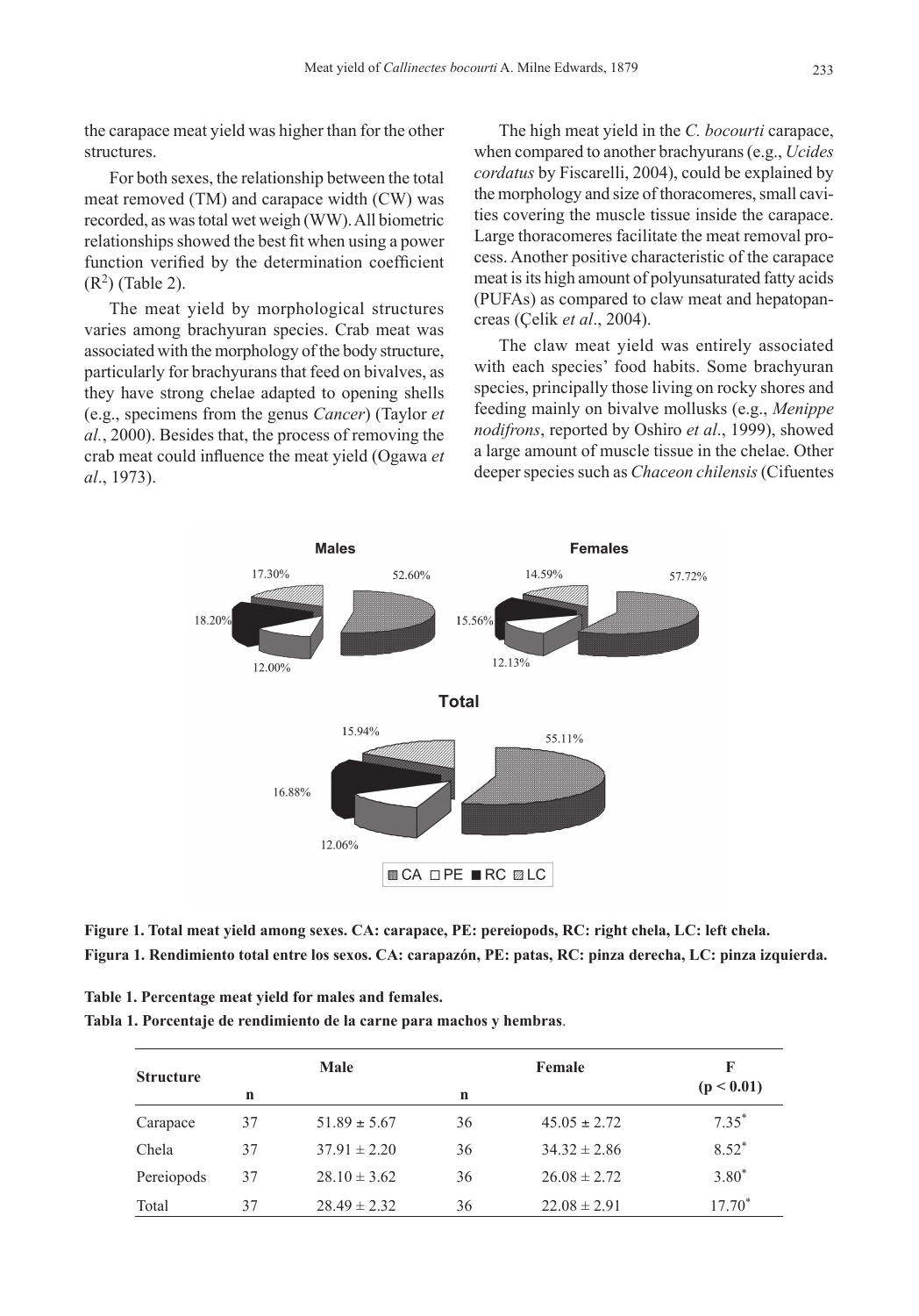the carapace meat yield was higher than for the other structures.

For both sexes, the relationship between the total meat removed (TM) and carapace width (CW) was recorded, as was total wet weigh (WW). All biometric relationships showed the best fit when using a power function verified by the determination coefficient ($R^2$) (Table 2).

The meat yield by morphological structures varies among brachyuran species. Crab meat was associated with the morphology of the body structure, particularly for brachyurans that feed on bivalves, as they have strong chelae adapted to opening shells (e.g., specimens from the genus *Cancer*) (Taylor *et al*., 2000). Besides that, the process of removing the crab meat could influence the meat yield (Ogawa *et al*., 1973).

The high meat yield in the *C. bocourti* carapace, when compared to another brachyurans (e.g., *Ucides cordatus* by Fiscarelli, 2004), could be explained by the morphology and size of thoracomeres, small cavities covering the muscle tissue inside the carapace. Large thoracomeres facilitate the meat removal process. Another positive characteristic of the carapace meat is its high amount of polyunsaturated fatty acids (PUFAs) as compared to claw meat and hepatopancreas (Çelik *et al*., 2004).

The claw meat yield was entirely associated with each species' food habits. Some brachyuran species, principally those living on rocky shores and feeding mainly on bivalve mollusks (e.g., *Menippe nodifrons*, reported by Oshiro *et al*., 1999), showed a large amount of muscle tissue in the chelae. Other deeper species such as *Chaceon chilensis* (Cifuentes

**Figure 1. Total meat yield among sexes. CA: carapace, PE: pereiopods, RC: right chela, LC: left chela.**
**Figura 1. Rendimiento total entre los sexos. CA: carapazón, PE: patas, RC: pinza derecha, LC: pinza izquierda.**

**Table 1. Percentage meat yield for males and females.**
**Tabla 1. Porcentaje de rendimiento de la carne para machos y hembras**.

| Structure | Male | | Female | | F |
|---|---|---|---|---|---|
| | n | | n | | ($p < 0.01$) |
| Carapace | 37 | 51.89 ± 5.67 | 36 | 45.05 ± 2.72 | 7.35* |
| Chela | 37 | 37.91 ± 2.20 | 36 | 34.32 ± 2.86 | 8.52* |
| Pereiopods | 37 | 28.10 ± 3.62 | 36 | 26.08 ± 2.72 | 3.80* |
| Total | 37 | 28.49 ± 2.32 | 36 | 22.08 ± 2.91 | 17.70* |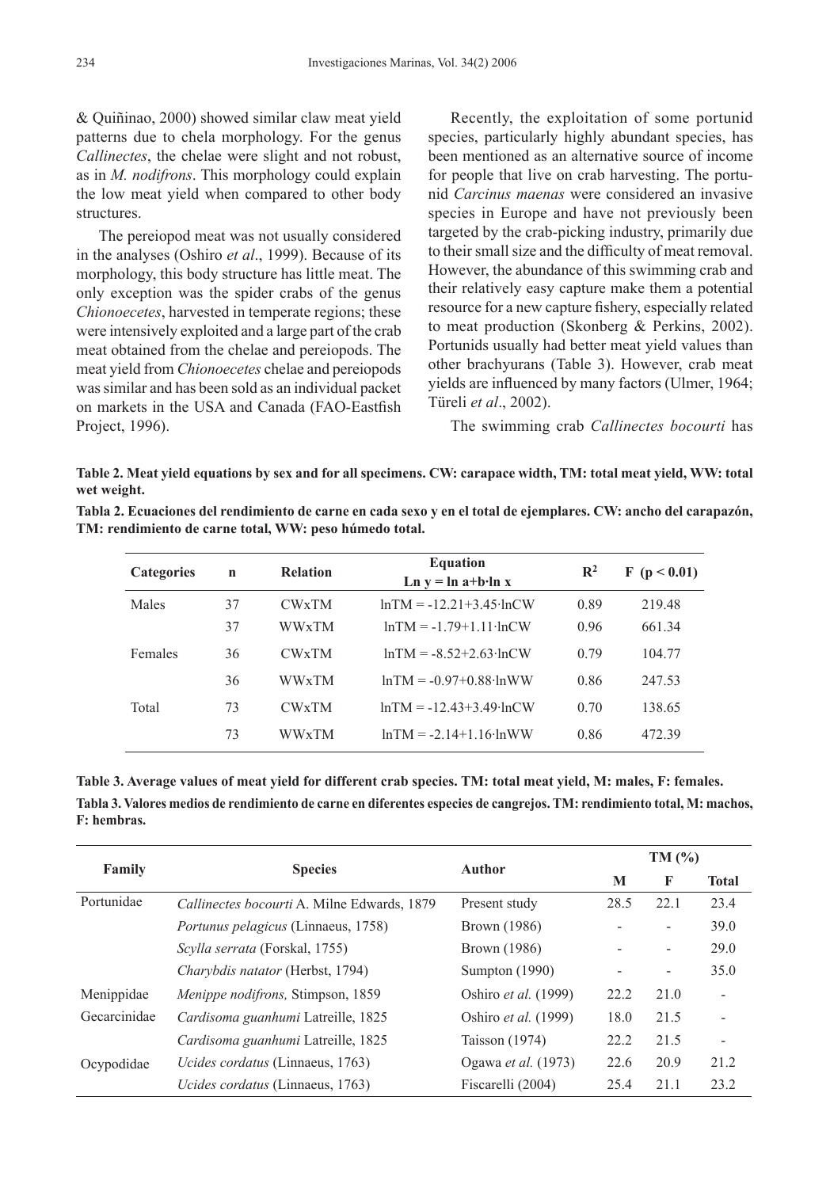& Quiñinao, 2000) showed similar claw meat yield patterns due to chela morphology. For the genus *Callinectes*, the chelae were slight and not robust, as in *M. nodifrons*. This morphology could explain the low meat yield when compared to other body structures.

The pereiopod meat was not usually considered in the analyses (Oshiro *et al*., 1999). Because of its morphology, this body structure has little meat. The only exception was the spider crabs of the genus *Chionoecetes*, harvested in temperate regions; these were intensively exploited and a large part of the crab meat obtained from the chelae and pereiopods. The meat yield from *Chionoecetes* chelae and pereiopods was similar and has been sold as an individual packet on markets in the USA and Canada (FAO-Eastfish Project, 1996).

Recently, the exploitation of some portunid species, particularly highly abundant species, has been mentioned as an alternative source of income for people that live on crab harvesting. The portunid *Carcinus maenas* were considered an invasive species in Europe and have not previously been targeted by the crab-picking industry, primarily due to their small size and the difficulty of meat removal. However, the abundance of this swimming crab and their relatively easy capture make them a potential resource for a new capture fishery, especially related to meat production (Skonberg & Perkins, 2002). Portunids usually had better meat yield values than other brachyurans (Table 3). However, crab meat yields are influenced by many factors (Ulmer, 1964; Türeli *et al*., 2002).

The swimming crab *Callinectes bocourti* has

**Table 2. Meat yield equations by sex and for all specimens. CW: carapace width, TM: total meat yield, WW: total wet weight.**

**Tabla 2. Ecuaciones del rendimiento de carne en cada sexo y en el total de ejemplares. CW: ancho del carapazón, TM: rendimiento de carne total, WW: peso húmedo total.**

| Categories | n | Relation | Equation $\ln y = \ln a + b \cdot \ln x$ | $R^2$ | F ($p < 0.01$) |
|---|---|---|---|---|---|
| Males | 37 | CWxTM | $\ln TM = -12.21 + 3.45 \cdot \ln CW$ | 0.89 | 219.48 |
| | 37 | WWxTM | $\ln TM = -1.79 + 1.11 \cdot \ln CW$ | 0.96 | 661.34 |
| Females | 36 | CWxTM | $\ln TM = -8.52 + 2.63 \cdot \ln CW$ | 0.79 | 104.77 |
| | 36 | WWxTM | $\ln TM = -0.97 + 0.88 \cdot \ln WW$ | 0.86 | 247.53 |
| Total | 73 | CWxTM | $\ln TM = -12.43 + 3.49 \cdot \ln CW$ | 0.70 | 138.65 |
| | 73 | WWxTM | $\ln TM = -2.14 + 1.16 \cdot \ln WW$ | 0.86 | 472.39 |

**Table 3. Average values of meat yield for different crab species. TM: total meat yield, M: males, F: females.**

**Tabla 3. Valores medios de rendimiento de carne en diferentes especies de cangrejos. TM: rendimiento total, M: machos, F: hembras.**

| Family | Species | Author | TM (%) | | |
|---|---|---|---|---|---|
| | | | M | F | Total |
| Portunidae | *Callinectes bocourti* A. Milne Edwards, 1879 | Present study | 28.5 | 22.1 | 23.4 |
| | *Portunus pelagicus* (Linnaeus, 1758) | Brown (1986) | - | - | 39.0 |
| | *Scylla serrata* (Forskal, 1755) | Brown (1986) | - | - | 29.0 |
| | *Charybdis natator* (Herbst, 1794) | Sumpton (1990) | - | - | 35.0 |
| Menippidae | *Menippe nodifrons,* Stimpson, 1859 | Oshiro *et al.* (1999) | 22.2 | 21.0 | - |
| Gecarcinidae | *Cardisoma guanhumi* Latreille, 1825 | Oshiro *et al.* (1999) | 18.0 | 21.5 | - |
| | *Cardisoma guanhumi* Latreille, 1825 | Taisson (1974) | 22.2 | 21.5 | - |
| Ocypodidae | *Ucides cordatus* (Linnaeus, 1763) | Ogawa *et al.* (1973) | 22.6 | 20.9 | 21.2 |
| | *Ucides cordatus* (Linnaeus, 1763) | Fiscarelli (2004) | 25.4 | 21.1 | 23.2 |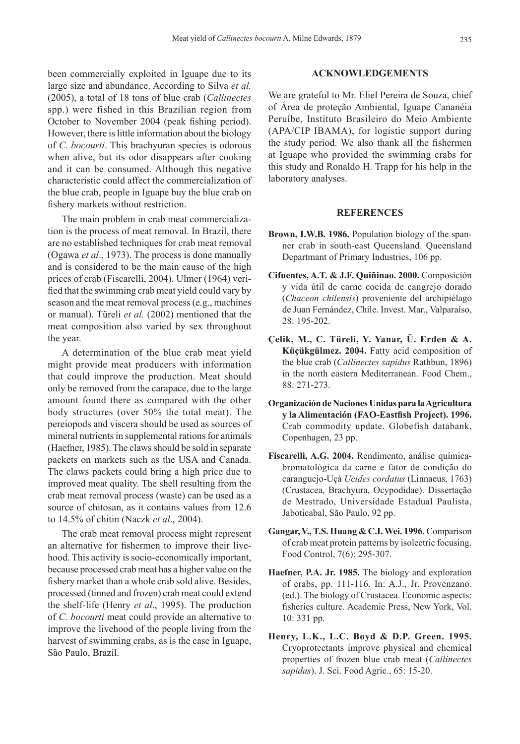been commercially exploited in Iguape due to its large size and abundance. According to Silva *et al.* (2005), a total of 18 tons of blue crab (*Callinectes* spp.) were fished in this Brazilian region from October to November 2004 (peak fishing period). However, there is little information about the biology of *C. bocourti*. This brachyuran species is odorous when alive, but its odor disappears after cooking and it can be consumed. Although this negative characteristic could affect the commercialization of the blue crab, people in Iguape buy the blue crab on fishery markets without restriction.

The main problem in crab meat commercialization is the process of meat removal. In Brazil, there are no established techniques for crab meat removal (Ogawa *et al*., 1973). The process is done manually and is considered to be the main cause of the high prices of crab (Fiscarelli, 2004). Ulmer (1964) verified that the swimming crab meat yield could vary by season and the meat removal process (e.g., machines or manual). Türeli *et al.* (2002) mentioned that the meat composition also varied by sex throughout the year.

A determination of the blue crab meat yield might provide meat producers with information that could improve the production. Meat should only be removed from the carapace, due to the large amount found there as compared with the other body structures (over 50% the total meat). The pereiopods and viscera should be used as sources of mineral nutrients in supplemental rations for animals (Haefner, 1985). The claws should be sold in separate packets on markets such as the USA and Canada. The claws packets could bring a high price due to improved meat quality. The shell resulting from the crab meat removal process (waste) can be used as a source of chitosan, as it contains values from 12.6 to 14.5% of chitin (Naczk *et al*., 2004).

The crab meat removal process might represent an alternative for fishermen to improve their livehood. This activity is socio-economically important, because processed crab meat has a higher value on the fishery market than a whole crab sold alive. Besides, processed (tinned and frozen) crab meat could extend the shelf-life (Henry *et al*., 1995). The production of *C. bocourti* meat could provide an alternative to improve the livehood of the people living from the harvest of swimming crabs, as is the case in Iguape, São Paulo, Brazil.

## ACKNOWLEDGEMENTS

We are grateful to Mr. Eliel Pereira de Souza, chief of Área de proteção Ambiental, Iguape Cananéia Peruíbe, Instituto Brasileiro do Meio Ambiente (APA/CIP IBAMA), for logistic support during the study period. We also thank all the fishermen at Iguape who provided the swimming crabs for this study and Ronaldo H. Trapp for his help in the laboratory analyses.

## REFERENCES

**Brown, I.W.B. 1986.** Population biology of the spanner crab in south-east Queensland. Queensland Departmant of Primary Industries, 106 pp.

**Cifuentes, A.T. & J.F. Quiñinao. 2000.** Composición y vida útil de carne cocida de cangrejo dorado (*Chaceon chilensis*) proveniente del archipiélago de Juan Fernández, Chile. Invest. Mar., Valparaíso, 28: 195-202.

**Çelik, M., C. Türeli, Y. Yanar, Ü. Erden & A. Küçükgülmez. 2004.** Fatty acid composition of the blue crab (*Callinectes sapidus* Rathbun, 1896) in the north eastern Mediterranean. Food Chem., 88: 271-273.

**Organización de Naciones Unidas para la Agricultura y la Alimentación (FAO-Eastfish Project). 1996.** Crab commodity update. Globefish databank, Copenhagen, 23 pp.

**Fiscarelli, A.G. 2004.** Rendimento, análise química-bromatológica da carne e fator de condição do caranguejo-Uçá *Ucides cordatus* (Linnaeus, 1763) (Crustacea, Brachyura, Ocypodidae). Dissertação de Mestrado, Universidade Estadual Paulista, Jaboticabal, São Paulo, 92 pp.

**Gangar, V., T.S. Huang & C.I. Wei. 1996.** Comparison of crab meat protein patterns by isolectric focusing. Food Control, 7(6): 295-307.

**Haefner, P.A. Jr. 1985.** The biology and exploration of crabs, pp. 111-116. In: A.J., Jr. Provenzano. (ed.). The biology of Crustacea. Economic aspects: fisheries culture. Academic Press, New York, Vol. 10: 331 pp.

**Henry, L.K., L.C. Boyd & D.P. Green. 1995.** Cryoprotectants improve physical and chemical properties of frozen blue crab meat (*Callinectes sapidus*). J. Sci. Food Agric., 65: 15-20.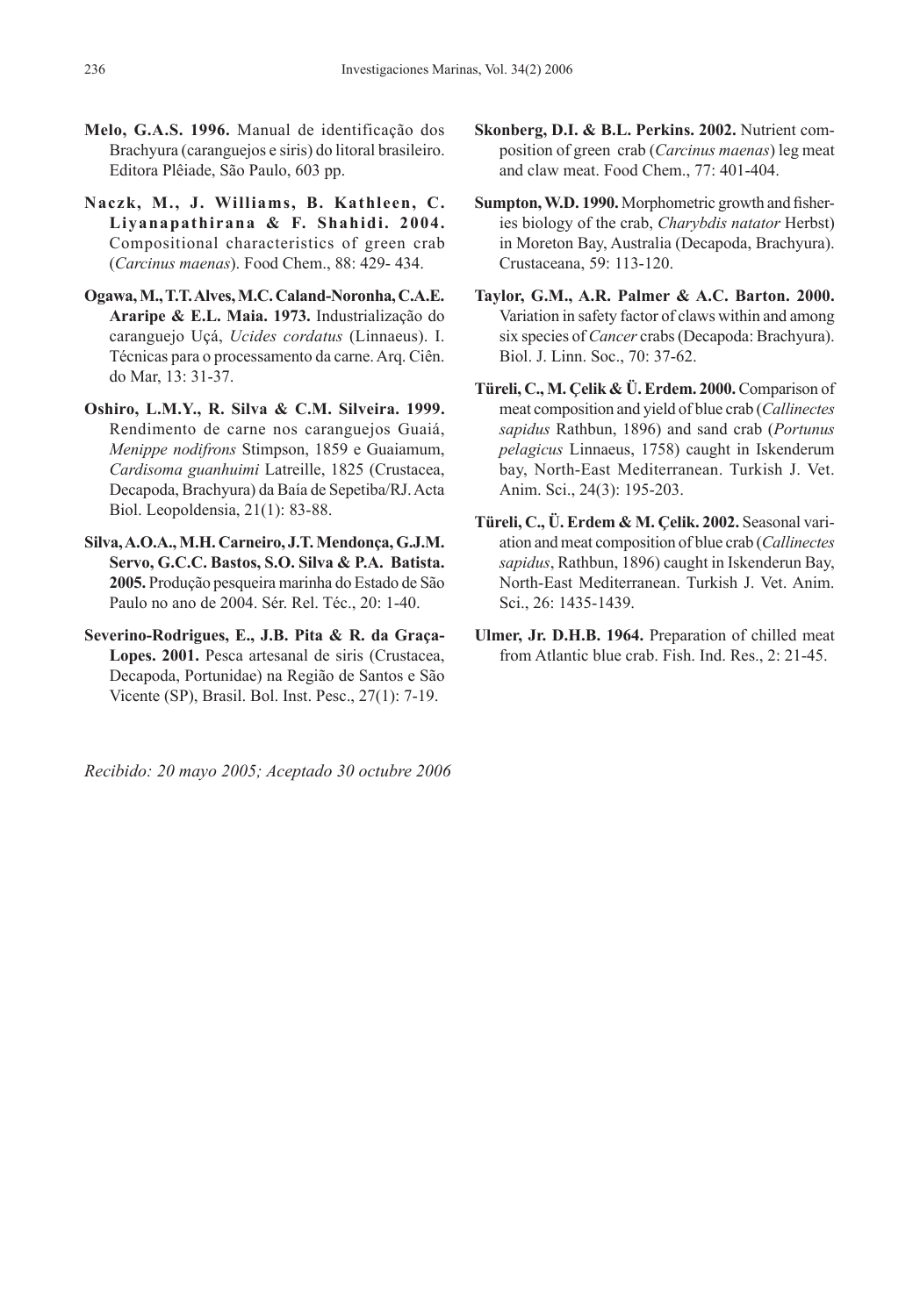**Melo, G.A.S. 1996.** Manual de identificação dos Brachyura (caranguejos e siris) do litoral brasileiro. Editora Plêiade, São Paulo, 603 pp.

**Naczk, M., J. Williams, B. Kathleen, C. Liyanapathirana & F. Shahidi. 2004.** Compositional characteristics of green crab (*Carcinus maenas*). Food Chem., 88: 429- 434.

**Ogawa, M., T.T. Alves, M.C. Caland-Noronha, C.A.E. Araripe & E.L. Maia. 1973.** Industrialização do caranguejo Uçá, *Ucides cordatus* (Linnaeus). I. Técnicas para o processamento da carne. Arq. Ciên. do Mar, 13: 31-37.

**Oshiro, L.M.Y., R. Silva & C.M. Silveira. 1999.** Rendimento de carne nos caranguejos Guaiá, *Menippe nodifrons* Stimpson, 1859 e Guaiamum, *Cardisoma guanhuimi* Latreille, 1825 (Crustacea, Decapoda, Brachyura) da Baía de Sepetiba/RJ. Acta Biol. Leopoldensia, 21(1): 83-88.

**Silva, A.O.A., M.H. Carneiro, J.T. Mendonça, G.J.M. Servo, G.C.C. Bastos, S.O. Silva & P.A. Batista. 2005.** Produção pesqueira marinha do Estado de São Paulo no ano de 2004. Sér. Rel. Téc., 20: 1-40.

**Severino-Rodrigues, E., J.B. Pita & R. da Graça-Lopes. 2001.** Pesca artesanal de siris (Crustacea, Decapoda, Portunidae) na Região de Santos e São Vicente (SP), Brasil. Bol. Inst. Pesc., 27(1): 7-19.

**Skonberg, D.I. & B.L. Perkins. 2002.** Nutrient composition of green crab (*Carcinus maenas*) leg meat and claw meat. Food Chem., 77: 401-404.

**Sumpton, W.D. 1990.** Morphometric growth and fisheries biology of the crab, *Charybdis natator* Herbst) in Moreton Bay, Australia (Decapoda, Brachyura). Crustaceana, 59: 113-120.

**Taylor, G.M., A.R. Palmer & A.C. Barton. 2000.** Variation in safety factor of claws within and among six species of *Cancer* crabs (Decapoda: Brachyura). Biol. J. Linn. Soc., 70: 37-62.

**Türeli, C., M. Çelik & Ü. Erdem. 2000.** Comparison of meat composition and yield of blue crab (*Callinectes sapidus* Rathbun, 1896) and sand crab (*Portunus pelagicus* Linnaeus, 1758) caught in Iskenderum bay, North-East Mediterranean. Turkish J. Vet. Anim. Sci., 24(3): 195-203.

**Türeli, C., Ü. Erdem & M. Çelik. 2002.** Seasonal variation and meat composition of blue crab (*Callinectes sapidus*, Rathbun, 1896) caught in Iskenderun Bay, North-East Mediterranean. Turkish J. Vet. Anim. Sci., 26: 1435-1439.

**Ulmer, Jr. D.H.B. 1964.** Preparation of chilled meat from Atlantic blue crab. Fish. Ind. Res., 2: 21-45.

*Recibido: 20 mayo 2005; Aceptado 30 octubre 2006*